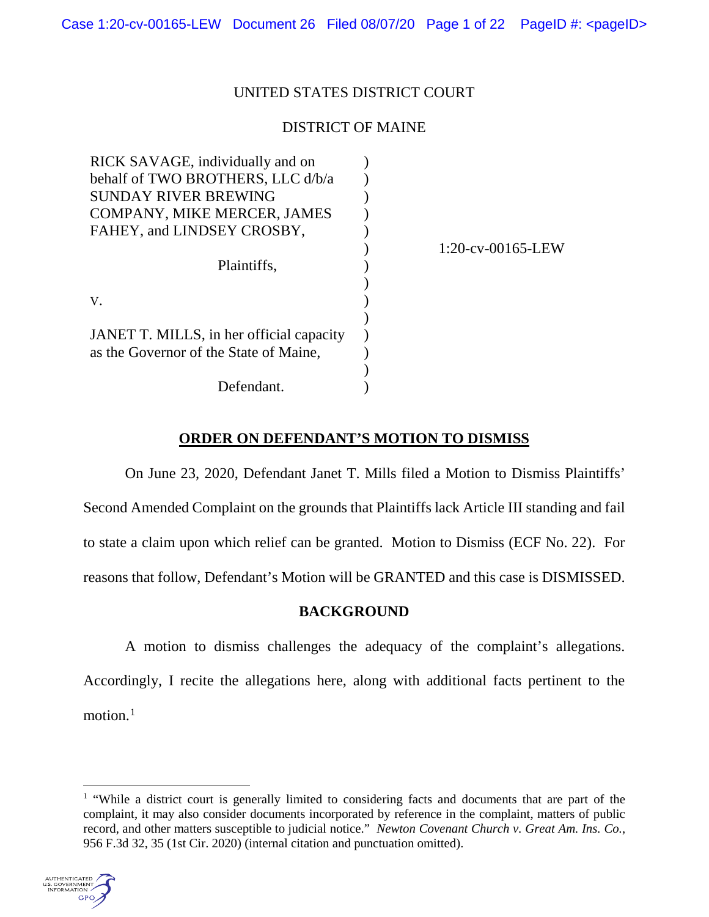UNITED STATES DISTRICT COURT

DISTRICT OF MAINE

| | | |
|---|---|---|
| RICK SAVAGE, individually and on behalf of TWO BROTHERS, LLC d/b/a SUNDAY RIVER BREWING COMPANY, MIKE MERCER, JAMES FAHEY, and LINDSEY CROSBY, | ) | |
| Plaintiffs, | ) | 1:20-cv-00165-LEW |
| v. | ) | |
| JANET T. MILLS, in her official capacity as the Governor of the State of Maine, | ) | |
| Defendant. | ) | |

## ORDER ON DEFENDANT'S MOTION TO DISMISS

On June 23, 2020, Defendant Janet T. Mills filed a Motion to Dismiss Plaintiffs' Second Amended Complaint on the grounds that Plaintiffs lack Article III standing and fail to state a claim upon which relief can be granted. Motion to Dismiss (ECF No. 22). For reasons that follow, Defendant's Motion will be GRANTED and this case is DISMISSED.

## BACKGROUND

A motion to dismiss challenges the adequacy of the complaint's allegations. Accordingly, I recite the allegations here, along with additional facts pertinent to the motion.[1]

---

[1] "While a district court is generally limited to considering facts and documents that are part of the complaint, it may also consider documents incorporated by reference in the complaint, matters of public record, and other matters susceptible to judicial notice." *Newton Covenant Church v. Great Am. Ins. Co.*, 956 F.3d 32, 35 (1st Cir. 2020) (internal citation and punctuation omitted).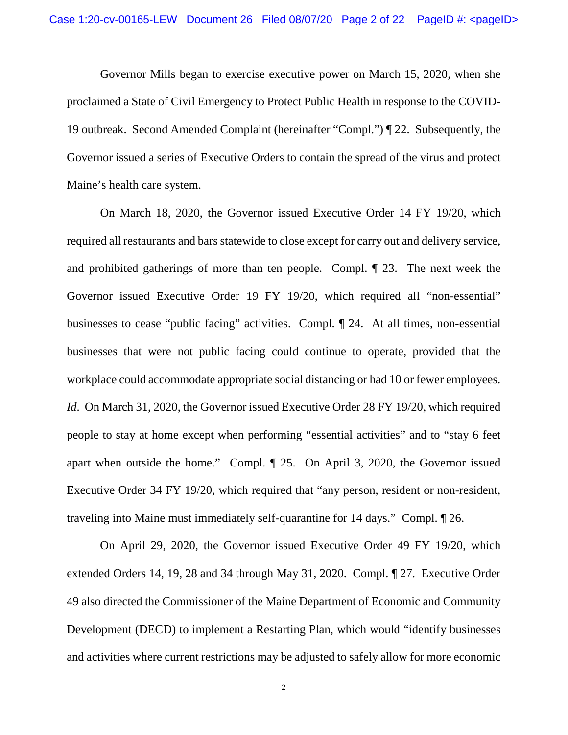Governor Mills began to exercise executive power on March 15, 2020, when she proclaimed a State of Civil Emergency to Protect Public Health in response to the COVID-19 outbreak. Second Amended Complaint (hereinafter "Compl.") ¶ 22. Subsequently, the Governor issued a series of Executive Orders to contain the spread of the virus and protect Maine's health care system.

On March 18, 2020, the Governor issued Executive Order 14 FY 19/20, which required all restaurants and bars statewide to close except for carry out and delivery service, and prohibited gatherings of more than ten people. Compl. ¶ 23. The next week the Governor issued Executive Order 19 FY 19/20, which required all "non-essential" businesses to cease "public facing" activities. Compl. ¶ 24. At all times, non-essential businesses that were not public facing could continue to operate, provided that the workplace could accommodate appropriate social distancing or had 10 or fewer employees. *Id*. On March 31, 2020, the Governor issued Executive Order 28 FY 19/20, which required people to stay at home except when performing "essential activities" and to "stay 6 feet apart when outside the home." Compl. ¶ 25. On April 3, 2020, the Governor issued Executive Order 34 FY 19/20, which required that "any person, resident or non-resident, traveling into Maine must immediately self-quarantine for 14 days." Compl. ¶ 26.

On April 29, 2020, the Governor issued Executive Order 49 FY 19/20, which extended Orders 14, 19, 28 and 34 through May 31, 2020. Compl. ¶ 27. Executive Order 49 also directed the Commissioner of the Maine Department of Economic and Community Development (DECD) to implement a Restarting Plan, which would "identify businesses and activities where current restrictions may be adjusted to safely allow for more economic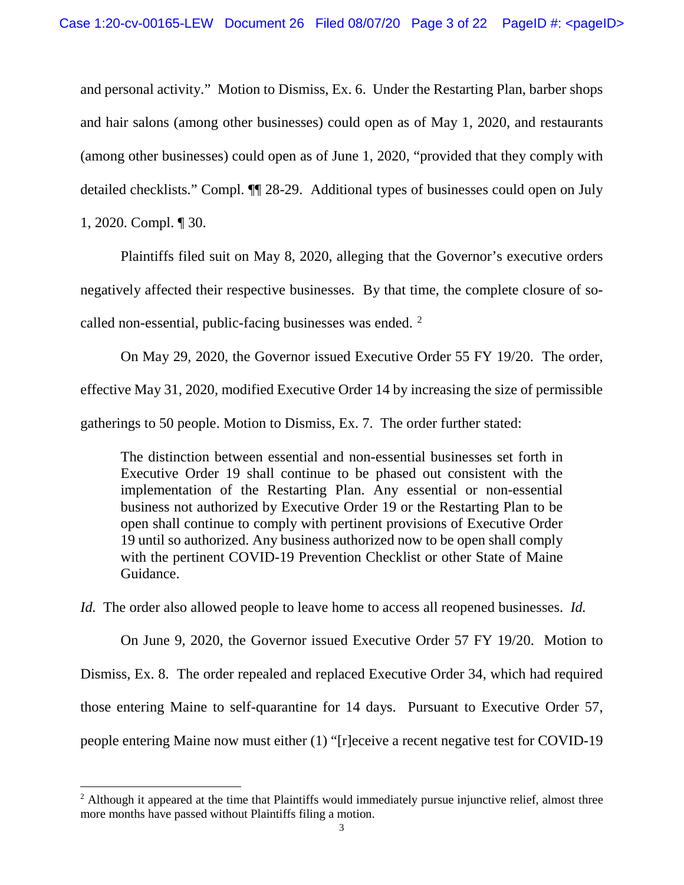and personal activity." Motion to Dismiss, Ex. 6. Under the Restarting Plan, barber shops and hair salons (among other businesses) could open as of May 1, 2020, and restaurants (among other businesses) could open as of June 1, 2020, "provided that they comply with detailed checklists." Compl. ¶¶ 28-29. Additional types of businesses could open on July 1, 2020. Compl. ¶ 30.

Plaintiffs filed suit on May 8, 2020, alleging that the Governor's executive orders negatively affected their respective businesses. By that time, the complete closure of so-called non-essential, public-facing businesses was ended. [2]

On May 29, 2020, the Governor issued Executive Order 55 FY 19/20. The order, effective May 31, 2020, modified Executive Order 14 by increasing the size of permissible gatherings to 50 people. Motion to Dismiss, Ex. 7. The order further stated:

> The distinction between essential and non-essential businesses set forth in Executive Order 19 shall continue to be phased out consistent with the implementation of the Restarting Plan. Any essential or non-essential business not authorized by Executive Order 19 or the Restarting Plan to be open shall continue to comply with pertinent provisions of Executive Order 19 until so authorized. Any business authorized now to be open shall comply with the pertinent COVID-19 Prevention Checklist or other State of Maine Guidance.

*Id.* The order also allowed people to leave home to access all reopened businesses. *Id.*

On June 9, 2020, the Governor issued Executive Order 57 FY 19/20. Motion to Dismiss, Ex. 8. The order repealed and replaced Executive Order 34, which had required those entering Maine to self-quarantine for 14 days. Pursuant to Executive Order 57, people entering Maine now must either (1) "[r]eceive a recent negative test for COVID-19

---

[2] Although it appeared at the time that Plaintiffs would immediately pursue injunctive relief, almost three more months have passed without Plaintiffs filing a motion.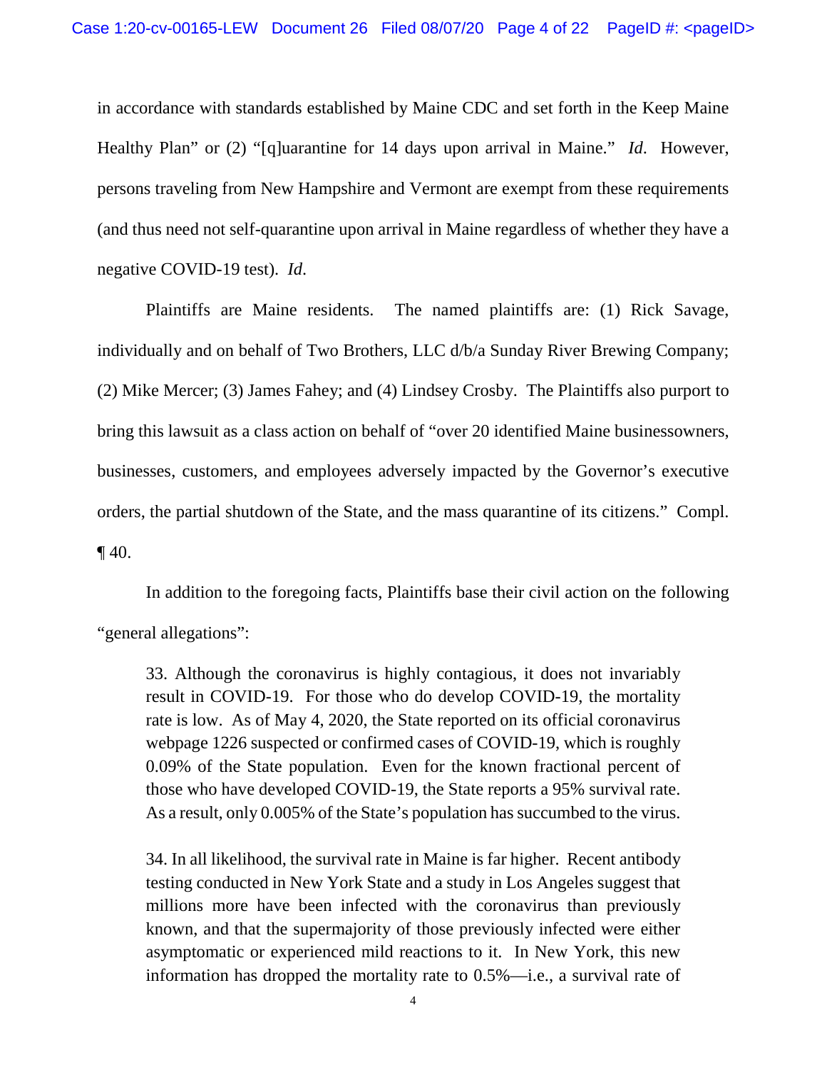in accordance with standards established by Maine CDC and set forth in the Keep Maine Healthy Plan" or (2) "[q]uarantine for 14 days upon arrival in Maine." *Id*. However, persons traveling from New Hampshire and Vermont are exempt from these requirements (and thus need not self-quarantine upon arrival in Maine regardless of whether they have a negative COVID-19 test). *Id*.

Plaintiffs are Maine residents. The named plaintiffs are: (1) Rick Savage, individually and on behalf of Two Brothers, LLC d/b/a Sunday River Brewing Company; (2) Mike Mercer; (3) James Fahey; and (4) Lindsey Crosby. The Plaintiffs also purport to bring this lawsuit as a class action on behalf of "over 20 identified Maine businessowners, businesses, customers, and employees adversely impacted by the Governor's executive orders, the partial shutdown of the State, and the mass quarantine of its citizens." Compl. ¶ 40.

In addition to the foregoing facts, Plaintiffs base their civil action on the following "general allegations":

> 33. Although the coronavirus is highly contagious, it does not invariably result in COVID-19. For those who do develop COVID-19, the mortality rate is low. As of May 4, 2020, the State reported on its official coronavirus webpage 1226 suspected or confirmed cases of COVID-19, which is roughly 0.09% of the State population. Even for the known fractional percent of those who have developed COVID-19, the State reports a 95% survival rate. As a result, only 0.005% of the State's population has succumbed to the virus.
>
> 34. In all likelihood, the survival rate in Maine is far higher. Recent antibody testing conducted in New York State and a study in Los Angeles suggest that millions more have been infected with the coronavirus than previously known, and that the supermajority of those previously infected were either asymptomatic or experienced mild reactions to it. In New York, this new information has dropped the mortality rate to 0.5%—i.e., a survival rate of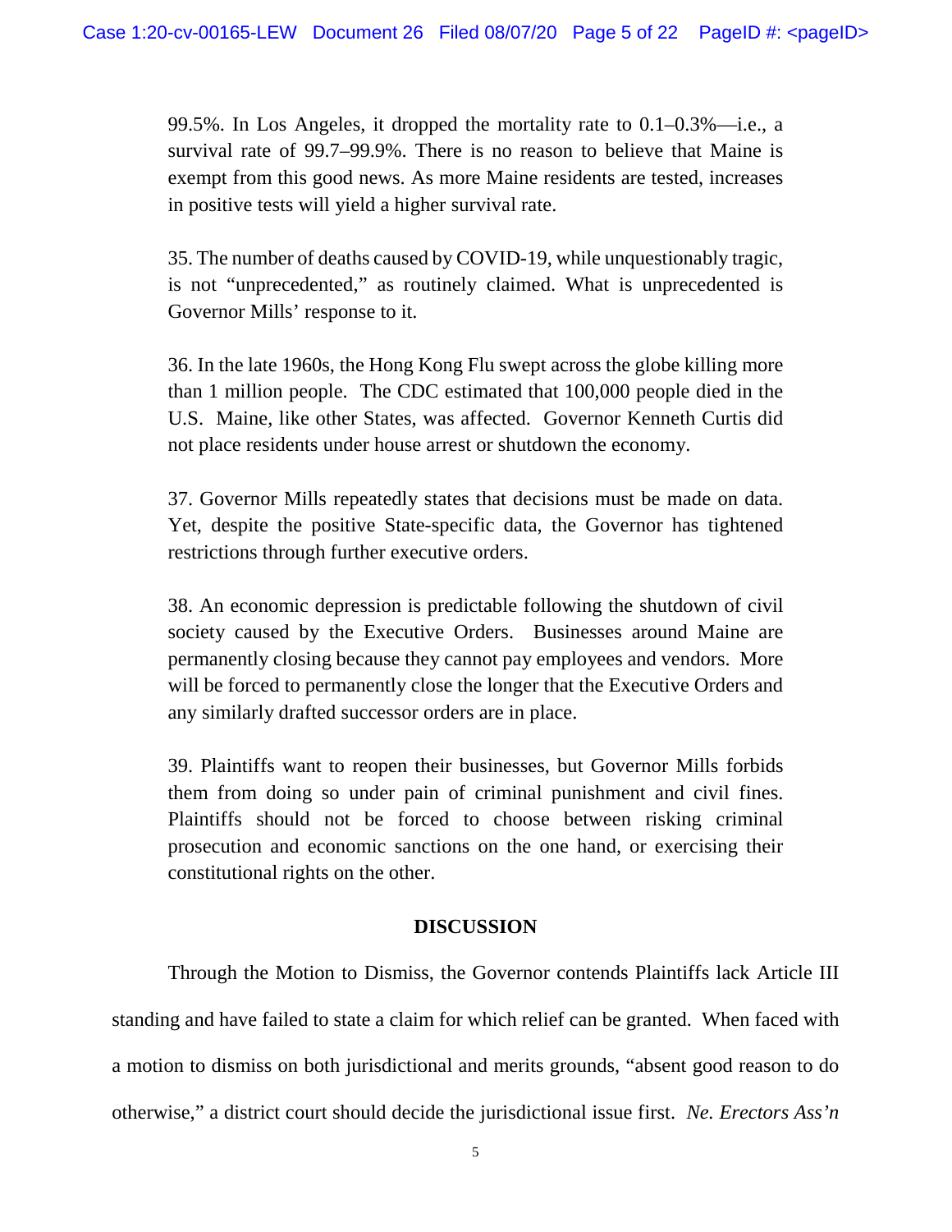99.5%. In Los Angeles, it dropped the mortality rate to 0.1–0.3%—i.e., a survival rate of 99.7–99.9%. There is no reason to believe that Maine is exempt from this good news. As more Maine residents are tested, increases in positive tests will yield a higher survival rate.

35. The number of deaths caused by COVID-19, while unquestionably tragic, is not "unprecedented," as routinely claimed. What is unprecedented is Governor Mills' response to it.

36. In the late 1960s, the Hong Kong Flu swept across the globe killing more than 1 million people. The CDC estimated that 100,000 people died in the U.S. Maine, like other States, was affected. Governor Kenneth Curtis did not place residents under house arrest or shutdown the economy.

37. Governor Mills repeatedly states that decisions must be made on data. Yet, despite the positive State-specific data, the Governor has tightened restrictions through further executive orders.

38. An economic depression is predictable following the shutdown of civil society caused by the Executive Orders. Businesses around Maine are permanently closing because they cannot pay employees and vendors. More will be forced to permanently close the longer that the Executive Orders and any similarly drafted successor orders are in place.

39. Plaintiffs want to reopen their businesses, but Governor Mills forbids them from doing so under pain of criminal punishment and civil fines. Plaintiffs should not be forced to choose between risking criminal prosecution and economic sanctions on the one hand, or exercising their constitutional rights on the other.

## DISCUSSION

Through the Motion to Dismiss, the Governor contends Plaintiffs lack Article III standing and have failed to state a claim for which relief can be granted. When faced with a motion to dismiss on both jurisdictional and merits grounds, "absent good reason to do otherwise," a district court should decide the jurisdictional issue first. *Ne. Erectors Ass'n*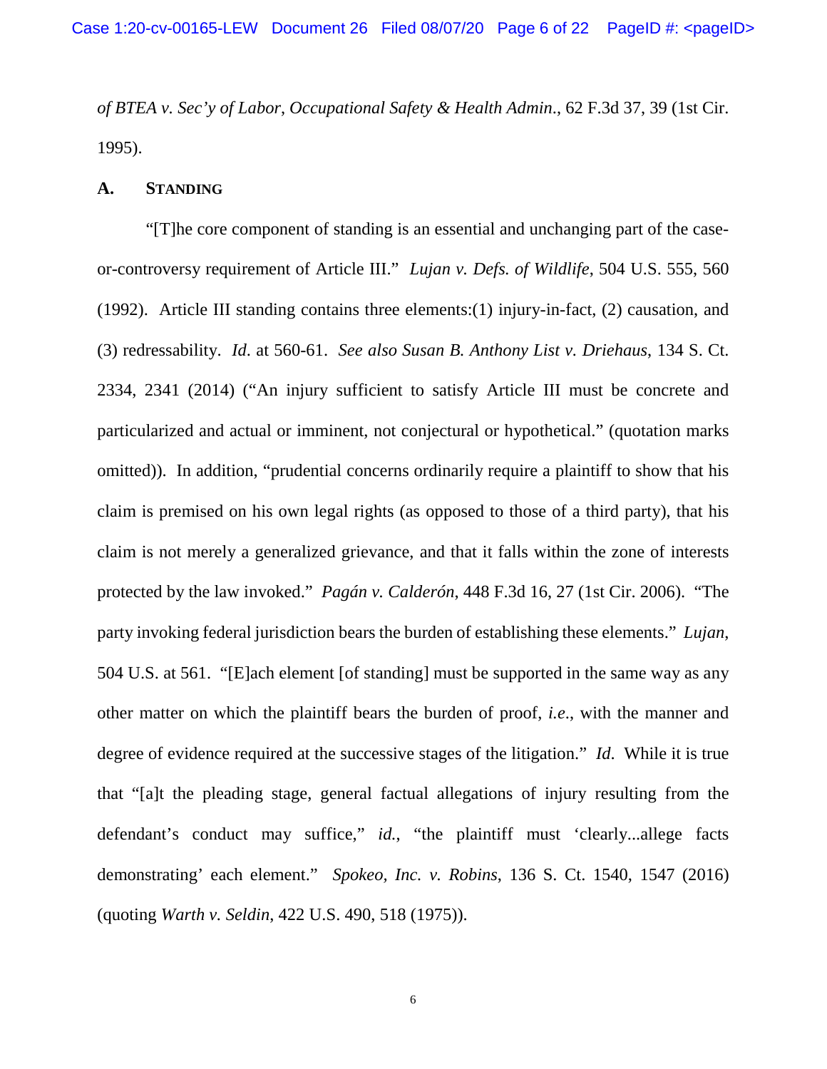*of BTEA v. Sec'y of Labor, Occupational Safety & Health Admin.*, 62 F.3d 37, 39 (1st Cir. 1995).

## A. STANDING

"[T]he core component of standing is an essential and unchanging part of the case-or-controversy requirement of Article III." *Lujan v. Defs. of Wildlife*, 504 U.S. 555, 560 (1992). Article III standing contains three elements:(1) injury-in-fact, (2) causation, and (3) redressability. *Id*. at 560-61. *See also Susan B. Anthony List v. Driehaus*, 134 S. Ct. 2334, 2341 (2014) ("An injury sufficient to satisfy Article III must be concrete and particularized and actual or imminent, not conjectural or hypothetical." (quotation marks omitted)). In addition, "prudential concerns ordinarily require a plaintiff to show that his claim is premised on his own legal rights (as opposed to those of a third party), that his claim is not merely a generalized grievance, and that it falls within the zone of interests protected by the law invoked." *Pagán v. Calderón*, 448 F.3d 16, 27 (1st Cir. 2006). "The party invoking federal jurisdiction bears the burden of establishing these elements." *Lujan*, 504 U.S. at 561. "[E]ach element [of standing] must be supported in the same way as any other matter on which the plaintiff bears the burden of proof, *i.e.*, with the manner and degree of evidence required at the successive stages of the litigation." *Id*. While it is true that "[a]t the pleading stage, general factual allegations of injury resulting from the defendant's conduct may suffice," *id.*, "the plaintiff must 'clearly...allege facts demonstrating' each element." *Spokeo, Inc. v. Robins*, 136 S. Ct. 1540, 1547 (2016) (quoting *Warth v. Seldin*, 422 U.S. 490, 518 (1975)).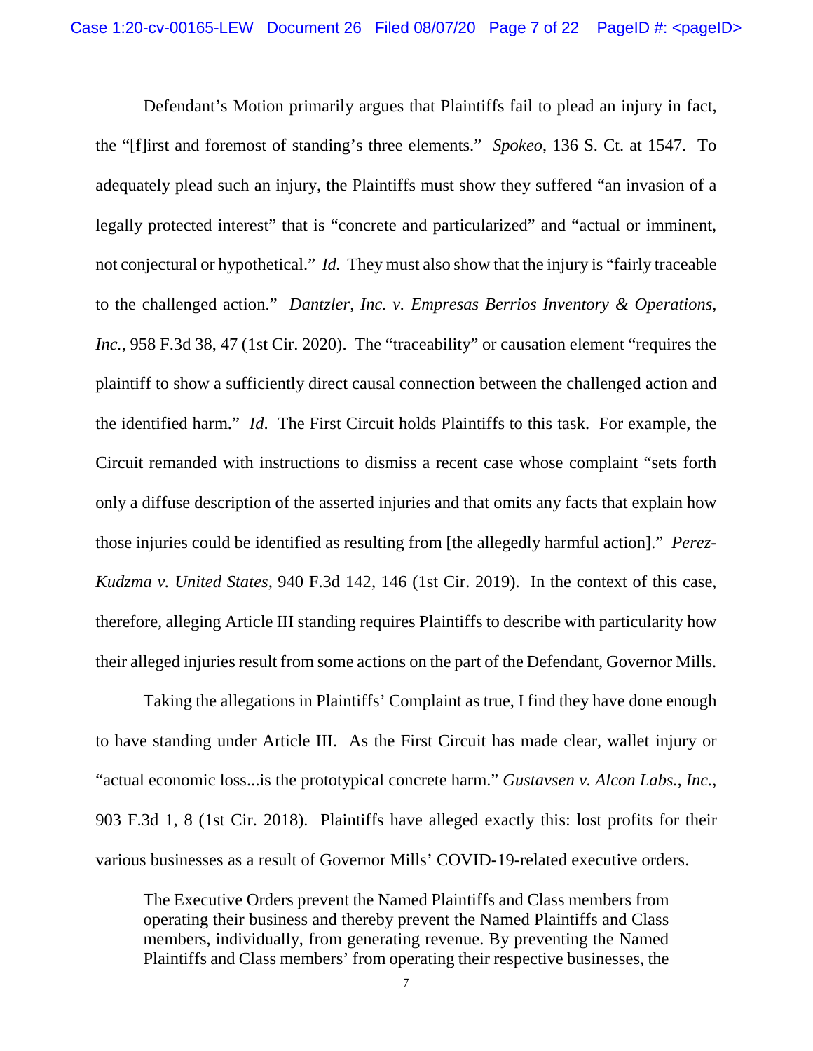Defendant's Motion primarily argues that Plaintiffs fail to plead an injury in fact, the "[f]irst and foremost of standing's three elements." *Spokeo*, 136 S. Ct. at 1547. To adequately plead such an injury, the Plaintiffs must show they suffered "an invasion of a legally protected interest" that is "concrete and particularized" and "actual or imminent, not conjectural or hypothetical." *Id.* They must also show that the injury is "fairly traceable to the challenged action." *Dantzler, Inc. v. Empresas Berrios Inventory & Operations, Inc.*, 958 F.3d 38, 47 (1st Cir. 2020). The "traceability" or causation element "requires the plaintiff to show a sufficiently direct causal connection between the challenged action and the identified harm." *Id*. The First Circuit holds Plaintiffs to this task. For example, the Circuit remanded with instructions to dismiss a recent case whose complaint "sets forth only a diffuse description of the asserted injuries and that omits any facts that explain how those injuries could be identified as resulting from [the allegedly harmful action]." *Perez-Kudzma v. United States*, 940 F.3d 142, 146 (1st Cir. 2019). In the context of this case, therefore, alleging Article III standing requires Plaintiffs to describe with particularity how their alleged injuries result from some actions on the part of the Defendant, Governor Mills.

Taking the allegations in Plaintiffs' Complaint as true, I find they have done enough to have standing under Article III. As the First Circuit has made clear, wallet injury or "actual economic loss...is the prototypical concrete harm." *Gustavsen v. Alcon Labs., Inc.*, 903 F.3d 1, 8 (1st Cir. 2018). Plaintiffs have alleged exactly this: lost profits for their various businesses as a result of Governor Mills' COVID-19-related executive orders.

> The Executive Orders prevent the Named Plaintiffs and Class members from operating their business and thereby prevent the Named Plaintiffs and Class members, individually, from generating revenue. By preventing the Named Plaintiffs and Class members' from operating their respective businesses, the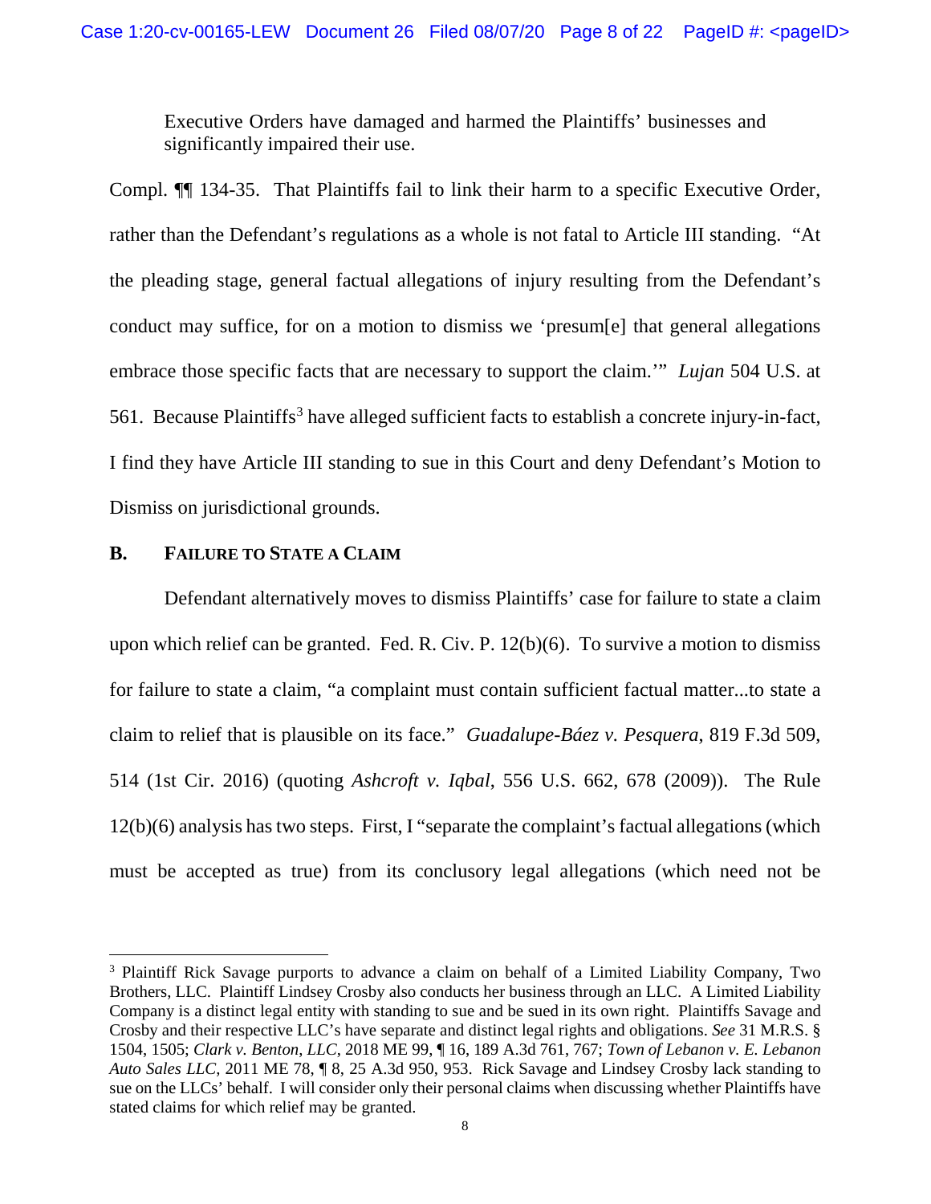> Executive Orders have damaged and harmed the Plaintiffs' businesses and significantly impaired their use.

Compl. ¶¶ 134-35. That Plaintiffs fail to link their harm to a specific Executive Order, rather than the Defendant's regulations as a whole is not fatal to Article III standing. "At the pleading stage, general factual allegations of injury resulting from the Defendant's conduct may suffice, for on a motion to dismiss we 'presum[e] that general allegations embrace those specific facts that are necessary to support the claim.'" *Lujan* 504 U.S. at 561. Because Plaintiffs[3] have alleged sufficient facts to establish a concrete injury-in-fact, I find they have Article III standing to sue in this Court and deny Defendant's Motion to Dismiss on jurisdictional grounds.

### B. FAILURE TO STATE A CLAIM

Defendant alternatively moves to dismiss Plaintiffs' case for failure to state a claim upon which relief can be granted. Fed. R. Civ. P. 12(b)(6). To survive a motion to dismiss for failure to state a claim, "a complaint must contain sufficient factual matter...to state a claim to relief that is plausible on its face." *Guadalupe-Báez v. Pesquera*, 819 F.3d 509, 514 (1st Cir. 2016) (quoting *Ashcroft v. Iqbal*, 556 U.S. 662, 678 (2009)). The Rule 12(b)(6) analysis has two steps. First, I "separate the complaint's factual allegations (which must be accepted as true) from its conclusory legal allegations (which need not be

---

[3] Plaintiff Rick Savage purports to advance a claim on behalf of a Limited Liability Company, Two Brothers, LLC. Plaintiff Lindsey Crosby also conducts her business through an LLC. A Limited Liability Company is a distinct legal entity with standing to sue and be sued in its own right. Plaintiffs Savage and Crosby and their respective LLC's have separate and distinct legal rights and obligations. *See* 31 M.R.S. § 1504, 1505; *Clark v. Benton, LLC*, 2018 ME 99, ¶ 16, 189 A.3d 761, 767; *Town of Lebanon v. E. Lebanon Auto Sales LLC*, 2011 ME 78, ¶ 8, 25 A.3d 950, 953. Rick Savage and Lindsey Crosby lack standing to sue on the LLCs' behalf. I will consider only their personal claims when discussing whether Plaintiffs have stated claims for which relief may be granted.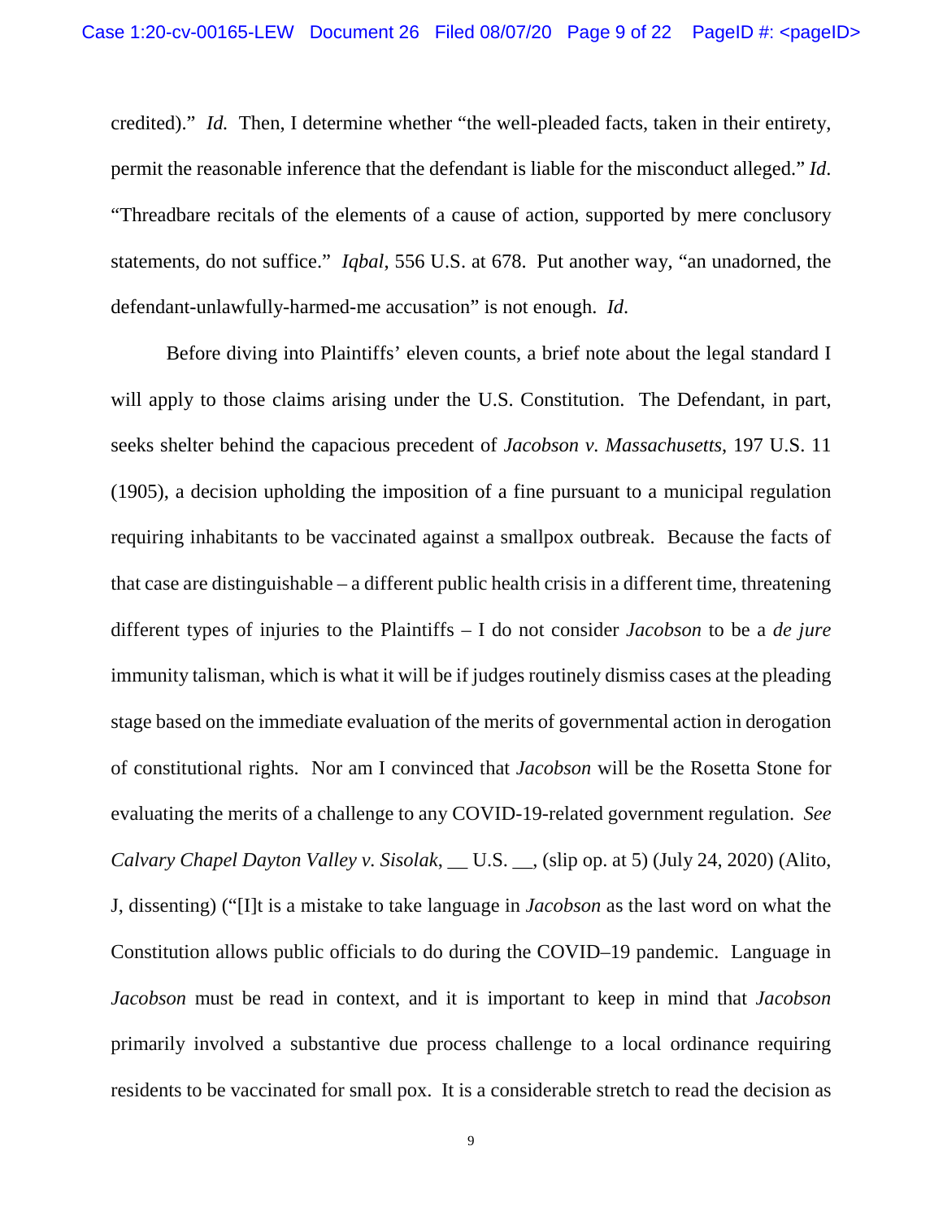credited)." *Id.* Then, I determine whether "the well-pleaded facts, taken in their entirety, permit the reasonable inference that the defendant is liable for the misconduct alleged." *Id*. "Threadbare recitals of the elements of a cause of action, supported by mere conclusory statements, do not suffice." *Iqbal*, 556 U.S. at 678. Put another way, "an unadorned, the defendant-unlawfully-harmed-me accusation" is not enough. *Id*.

Before diving into Plaintiffs' eleven counts, a brief note about the legal standard I will apply to those claims arising under the U.S. Constitution. The Defendant, in part, seeks shelter behind the capacious precedent of *Jacobson v. Massachusetts*, 197 U.S. 11 (1905), a decision upholding the imposition of a fine pursuant to a municipal regulation requiring inhabitants to be vaccinated against a smallpox outbreak. Because the facts of that case are distinguishable – a different public health crisis in a different time, threatening different types of injuries to the Plaintiffs – I do not consider *Jacobson* to be a *de jure* immunity talisman, which is what it will be if judges routinely dismiss cases at the pleading stage based on the immediate evaluation of the merits of governmental action in derogation of constitutional rights. Nor am I convinced that *Jacobson* will be the Rosetta Stone for evaluating the merits of a challenge to any COVID-19-related government regulation. *See Calvary Chapel Dayton Valley v. Sisolak*, __ U.S. __, (slip op. at 5) (July 24, 2020) (Alito, J, dissenting) ("[I]t is a mistake to take language in *Jacobson* as the last word on what the Constitution allows public officials to do during the COVID–19 pandemic. Language in *Jacobson* must be read in context, and it is important to keep in mind that *Jacobson* primarily involved a substantive due process challenge to a local ordinance requiring residents to be vaccinated for small pox. It is a considerable stretch to read the decision as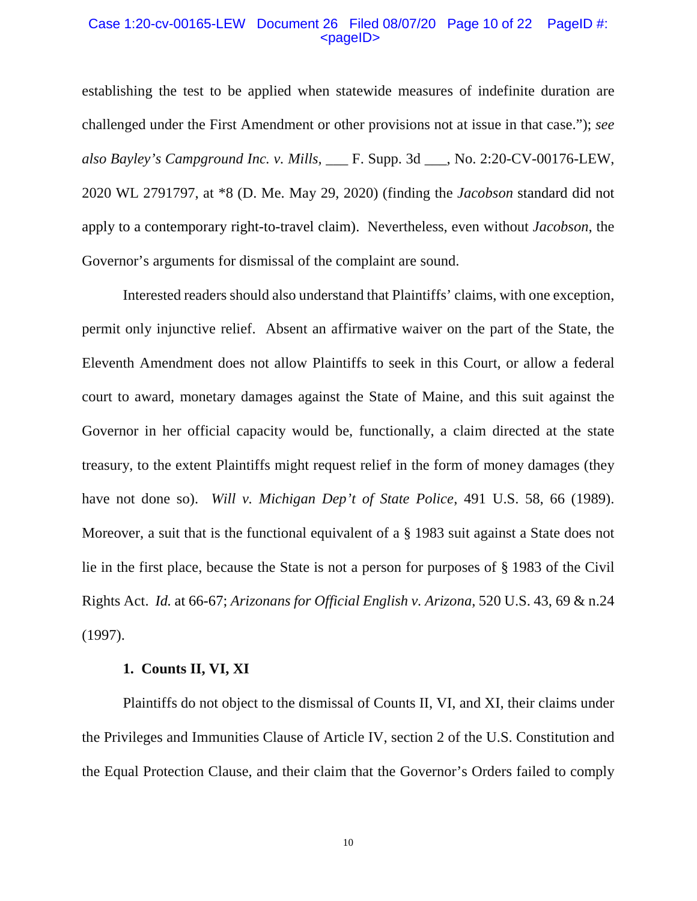establishing the test to be applied when statewide measures of indefinite duration are challenged under the First Amendment or other provisions not at issue in that case."); *see also Bayley's Campground Inc. v. Mills*, ___ F. Supp. 3d ___, No. 2:20-CV-00176-LEW, 2020 WL 2791797, at *8 (D. Me. May 29, 2020) (finding the *Jacobson* standard did not apply to a contemporary right-to-travel claim). Nevertheless, even without *Jacobson*, the Governor's arguments for dismissal of the complaint are sound.

Interested readers should also understand that Plaintiffs' claims, with one exception, permit only injunctive relief. Absent an affirmative waiver on the part of the State, the Eleventh Amendment does not allow Plaintiffs to seek in this Court, or allow a federal court to award, monetary damages against the State of Maine, and this suit against the Governor in her official capacity would be, functionally, a claim directed at the state treasury, to the extent Plaintiffs might request relief in the form of money damages (they have not done so). *Will v. Michigan Dep't of State Police*, 491 U.S. 58, 66 (1989). Moreover, a suit that is the functional equivalent of a § 1983 suit against a State does not lie in the first place, because the State is not a person for purposes of § 1983 of the Civil Rights Act. *Id.* at 66-67; *Arizonans for Official English v. Arizona*, 520 U.S. 43, 69 & n.24 (1997).

**1. Counts II, VI, XI**

Plaintiffs do not object to the dismissal of Counts II, VI, and XI, their claims under the Privileges and Immunities Clause of Article IV, section 2 of the U.S. Constitution and the Equal Protection Clause, and their claim that the Governor's Orders failed to comply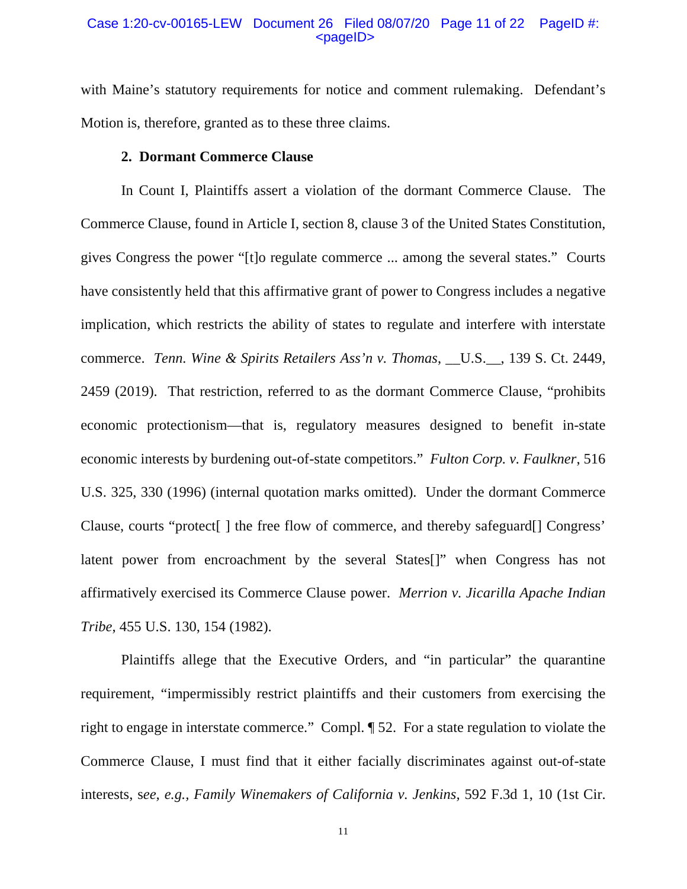with Maine's statutory requirements for notice and comment rulemaking. Defendant's Motion is, therefore, granted as to these three claims.

**2. Dormant Commerce Clause**

In Count I, Plaintiffs assert a violation of the dormant Commerce Clause. The Commerce Clause, found in Article I, section 8, clause 3 of the United States Constitution, gives Congress the power "[t]o regulate commerce ... among the several states." Courts have consistently held that this affirmative grant of power to Congress includes a negative implication, which restricts the ability of states to regulate and interfere with interstate commerce. *Tenn. Wine & Spirits Retailers Ass'n v. Thomas*, __U.S.__, 139 S. Ct. 2449, 2459 (2019). That restriction, referred to as the dormant Commerce Clause, "prohibits economic protectionism—that is, regulatory measures designed to benefit in-state economic interests by burdening out-of-state competitors." *Fulton Corp. v. Faulkner*, 516 U.S. 325, 330 (1996) (internal quotation marks omitted). Under the dormant Commerce Clause, courts "protect[ ] the free flow of commerce, and thereby safeguard[] Congress' latent power from encroachment by the several States[]" when Congress has not affirmatively exercised its Commerce Clause power. *Merrion v. Jicarilla Apache Indian Tribe*, 455 U.S. 130, 154 (1982).

Plaintiffs allege that the Executive Orders, and "in particular" the quarantine requirement, "impermissibly restrict plaintiffs and their customers from exercising the right to engage in interstate commerce." Compl. ¶ 52. For a state regulation to violate the Commerce Clause, I must find that it either facially discriminates against out-of-state interests, s*ee, e.g.*, *Family Winemakers of California v. Jenkins*, 592 F.3d 1, 10 (1st Cir.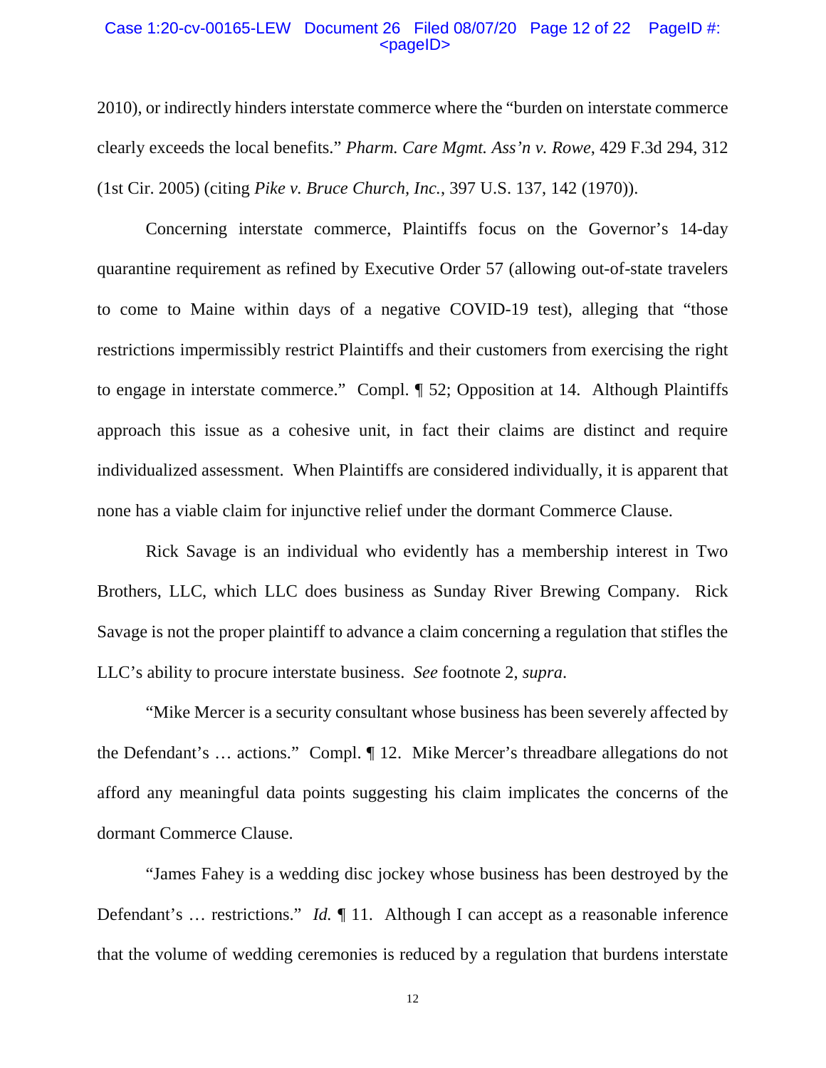2010), or indirectly hinders interstate commerce where the "burden on interstate commerce clearly exceeds the local benefits." *Pharm. Care Mgmt. Ass'n v. Rowe*, 429 F.3d 294, 312 (1st Cir. 2005) (citing *Pike v. Bruce Church, Inc.*, 397 U.S. 137, 142 (1970)).

Concerning interstate commerce, Plaintiffs focus on the Governor's 14-day quarantine requirement as refined by Executive Order 57 (allowing out-of-state travelers to come to Maine within days of a negative COVID-19 test), alleging that "those restrictions impermissibly restrict Plaintiffs and their customers from exercising the right to engage in interstate commerce." Compl. ¶ 52; Opposition at 14. Although Plaintiffs approach this issue as a cohesive unit, in fact their claims are distinct and require individualized assessment. When Plaintiffs are considered individually, it is apparent that none has a viable claim for injunctive relief under the dormant Commerce Clause.

Rick Savage is an individual who evidently has a membership interest in Two Brothers, LLC, which LLC does business as Sunday River Brewing Company. Rick Savage is not the proper plaintiff to advance a claim concerning a regulation that stifles the LLC's ability to procure interstate business. *See* footnote 2, *supra*.

"Mike Mercer is a security consultant whose business has been severely affected by the Defendant's … actions." Compl. ¶ 12. Mike Mercer's threadbare allegations do not afford any meaningful data points suggesting his claim implicates the concerns of the dormant Commerce Clause.

"James Fahey is a wedding disc jockey whose business has been destroyed by the Defendant's … restrictions." *Id.* ¶ 11. Although I can accept as a reasonable inference that the volume of wedding ceremonies is reduced by a regulation that burdens interstate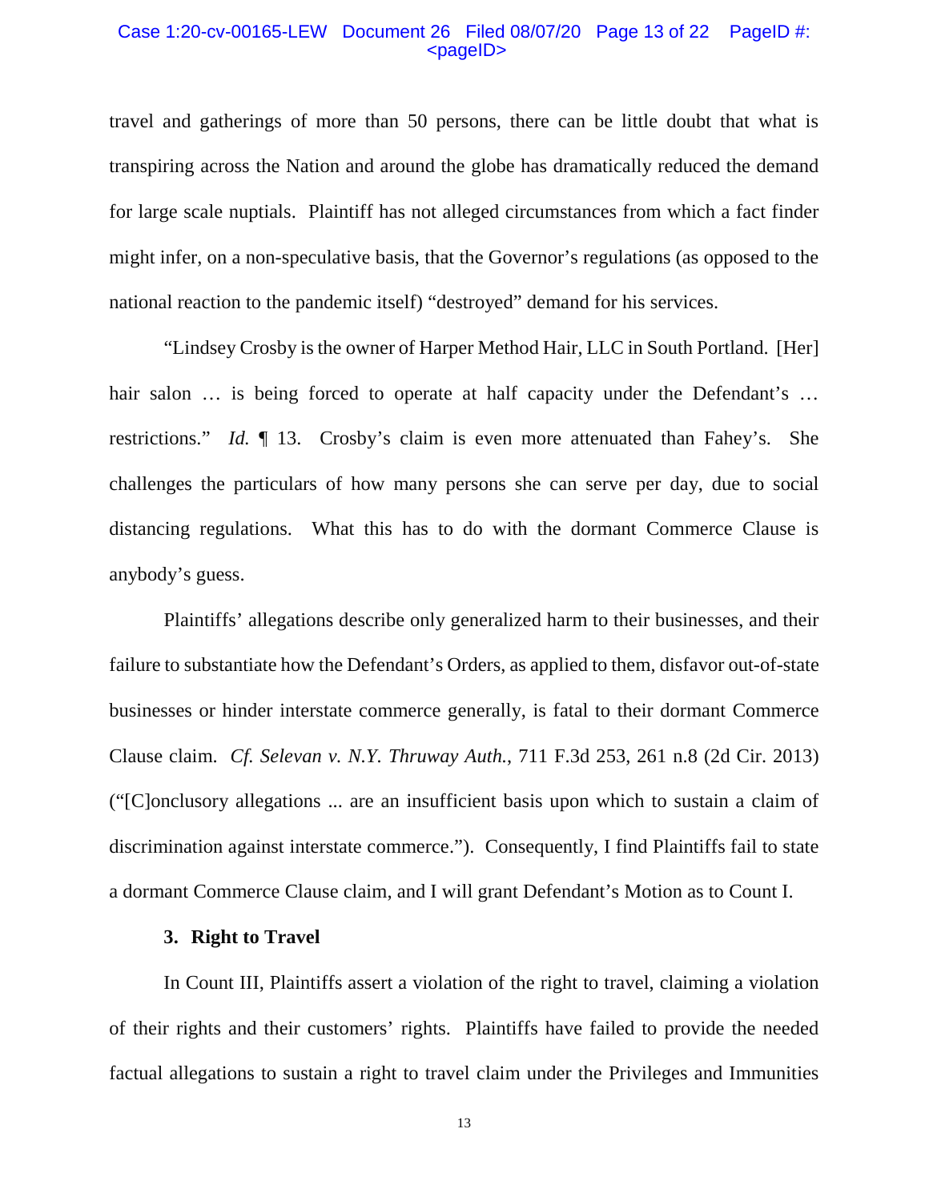travel and gatherings of more than 50 persons, there can be little doubt that what is transpiring across the Nation and around the globe has dramatically reduced the demand for large scale nuptials. Plaintiff has not alleged circumstances from which a fact finder might infer, on a non-speculative basis, that the Governor's regulations (as opposed to the national reaction to the pandemic itself) "destroyed" demand for his services.

"Lindsey Crosby is the owner of Harper Method Hair, LLC in South Portland. [Her] hair salon … is being forced to operate at half capacity under the Defendant's … restrictions." *Id.* ¶ 13. Crosby's claim is even more attenuated than Fahey's. She challenges the particulars of how many persons she can serve per day, due to social distancing regulations. What this has to do with the dormant Commerce Clause is anybody's guess.

Plaintiffs' allegations describe only generalized harm to their businesses, and their failure to substantiate how the Defendant's Orders, as applied to them, disfavor out-of-state businesses or hinder interstate commerce generally, is fatal to their dormant Commerce Clause claim. *Cf. Selevan v. N.Y. Thruway Auth.*, 711 F.3d 253, 261 n.8 (2d Cir. 2013) ("[C]onclusory allegations ... are an insufficient basis upon which to sustain a claim of discrimination against interstate commerce."). Consequently, I find Plaintiffs fail to state a dormant Commerce Clause claim, and I will grant Defendant's Motion as to Count I.

### 3. Right to Travel

In Count III, Plaintiffs assert a violation of the right to travel, claiming a violation of their rights and their customers' rights. Plaintiffs have failed to provide the needed factual allegations to sustain a right to travel claim under the Privileges and Immunities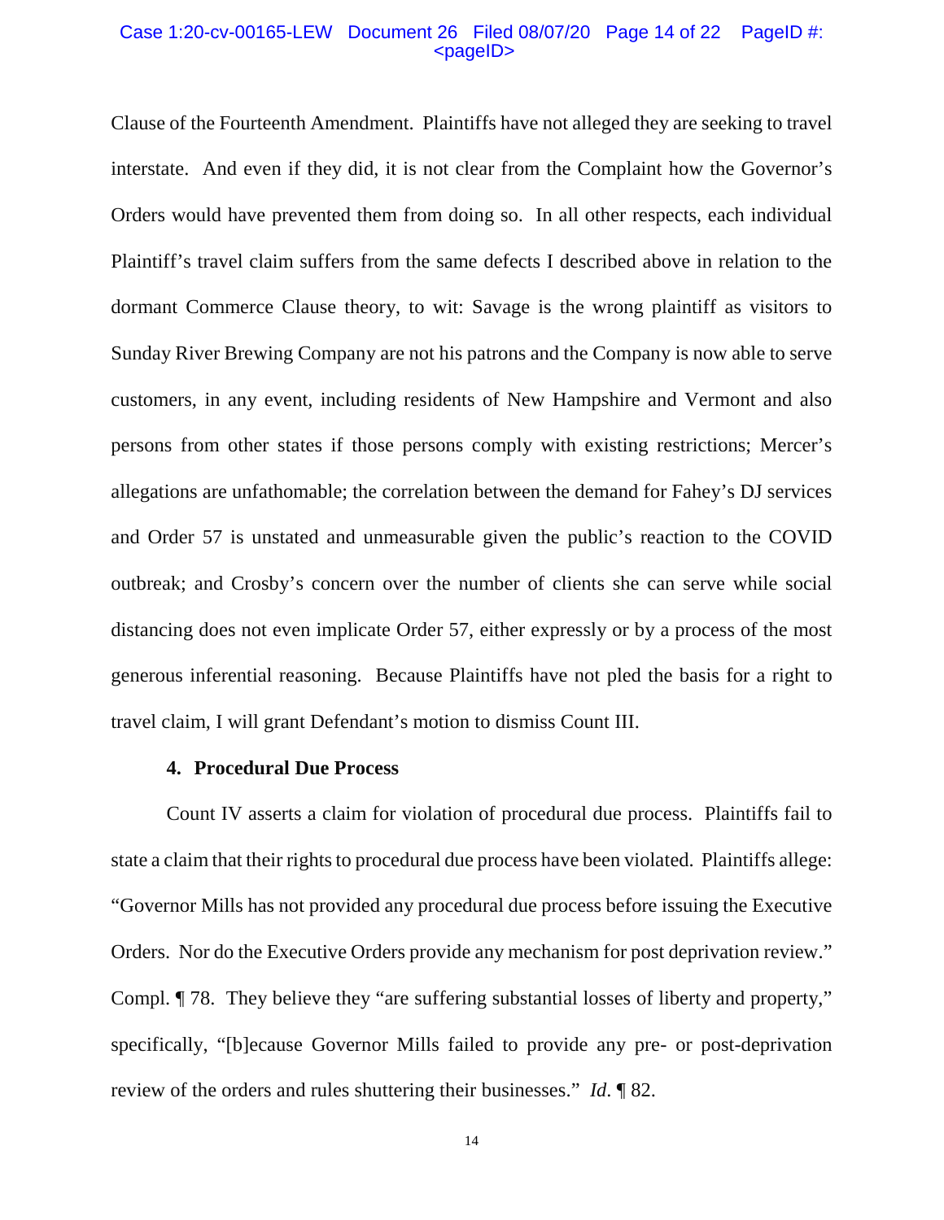Clause of the Fourteenth Amendment. Plaintiffs have not alleged they are seeking to travel interstate. And even if they did, it is not clear from the Complaint how the Governor's Orders would have prevented them from doing so. In all other respects, each individual Plaintiff's travel claim suffers from the same defects I described above in relation to the dormant Commerce Clause theory, to wit: Savage is the wrong plaintiff as visitors to Sunday River Brewing Company are not his patrons and the Company is now able to serve customers, in any event, including residents of New Hampshire and Vermont and also persons from other states if those persons comply with existing restrictions; Mercer's allegations are unfathomable; the correlation between the demand for Fahey's DJ services and Order 57 is unstated and unmeasurable given the public's reaction to the COVID outbreak; and Crosby's concern over the number of clients she can serve while social distancing does not even implicate Order 57, either expressly or by a process of the most generous inferential reasoning. Because Plaintiffs have not pled the basis for a right to travel claim, I will grant Defendant's motion to dismiss Count III.

#### 4. Procedural Due Process

Count IV asserts a claim for violation of procedural due process. Plaintiffs fail to state a claim that their rights to procedural due process have been violated. Plaintiffs allege: "Governor Mills has not provided any procedural due process before issuing the Executive Orders. Nor do the Executive Orders provide any mechanism for post deprivation review." Compl. ¶ 78. They believe they "are suffering substantial losses of liberty and property," specifically, "[b]ecause Governor Mills failed to provide any pre- or post-deprivation review of the orders and rules shuttering their businesses." *Id.* ¶ 82.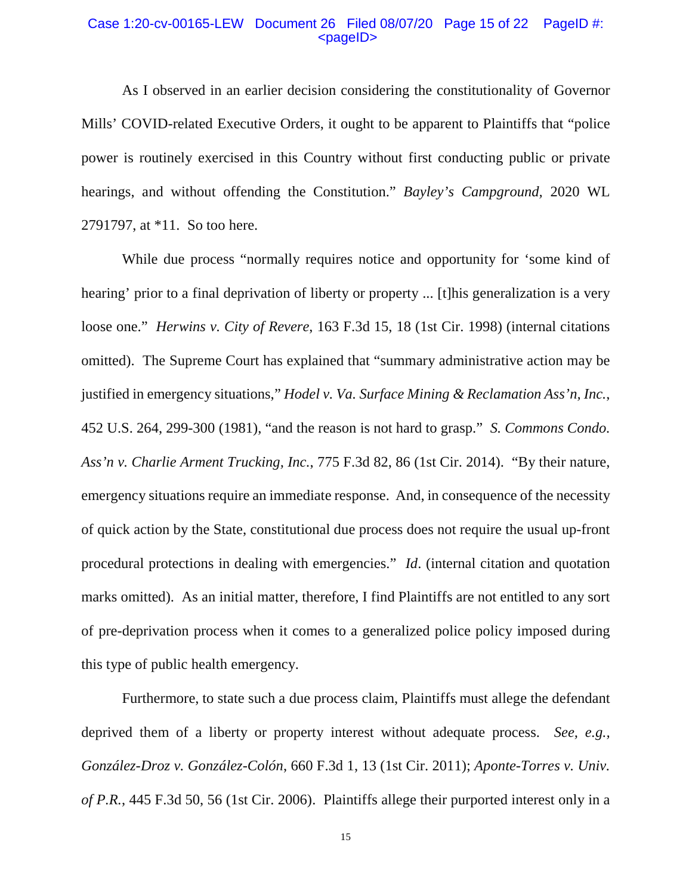As I observed in an earlier decision considering the constitutionality of Governor Mills' COVID-related Executive Orders, it ought to be apparent to Plaintiffs that "police power is routinely exercised in this Country without first conducting public or private hearings, and without offending the Constitution." *Bayley's Campground*, 2020 WL 2791797, at *11. So too here.

While due process "normally requires notice and opportunity for 'some kind of hearing' prior to a final deprivation of liberty or property ... [t]his generalization is a very loose one." *Herwins v. City of Revere*, 163 F.3d 15, 18 (1st Cir. 1998) (internal citations omitted). The Supreme Court has explained that "summary administrative action may be justified in emergency situations," *Hodel v. Va. Surface Mining & Reclamation Ass'n, Inc.*, 452 U.S. 264, 299-300 (1981), "and the reason is not hard to grasp." *S. Commons Condo. Ass'n v. Charlie Arment Trucking, Inc.*, 775 F.3d 82, 86 (1st Cir. 2014). "By their nature, emergency situations require an immediate response. And, in consequence of the necessity of quick action by the State, constitutional due process does not require the usual up-front procedural protections in dealing with emergencies." *Id*. (internal citation and quotation marks omitted). As an initial matter, therefore, I find Plaintiffs are not entitled to any sort of pre-deprivation process when it comes to a generalized police policy imposed during this type of public health emergency.

Furthermore, to state such a due process claim, Plaintiffs must allege the defendant deprived them of a liberty or property interest without adequate process. *See, e.g.*, *González-Droz v. González-Colón*, 660 F.3d 1, 13 (1st Cir. 2011); *Aponte-Torres v. Univ. of P.R.*, 445 F.3d 50, 56 (1st Cir. 2006). Plaintiffs allege their purported interest only in a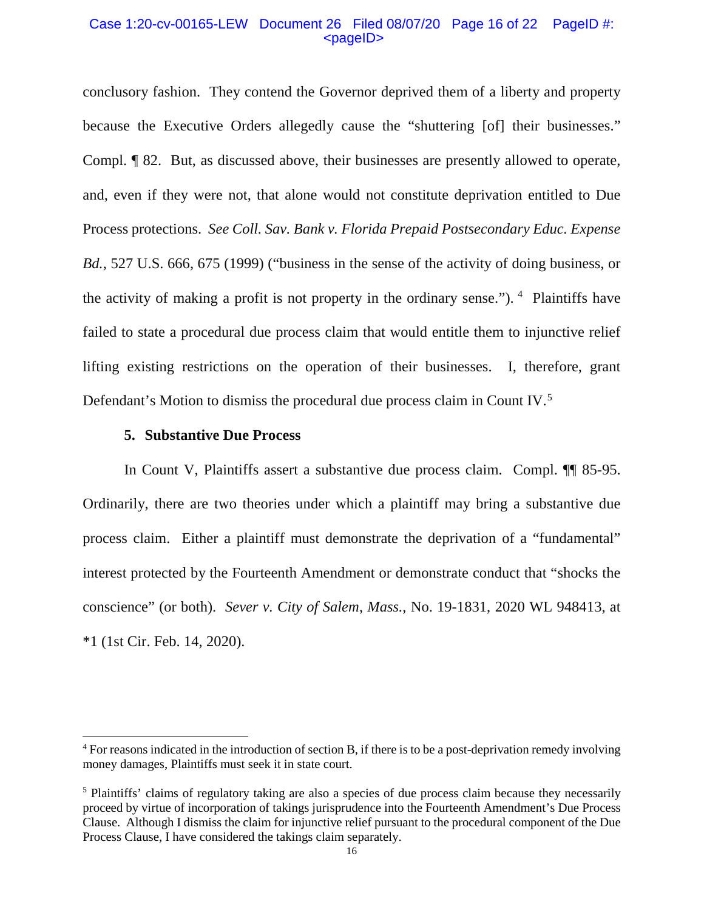conclusory fashion. They contend the Governor deprived them of a liberty and property because the Executive Orders allegedly cause the "shuttering [of] their businesses." Compl. ¶ 82. But, as discussed above, their businesses are presently allowed to operate, and, even if they were not, that alone would not constitute deprivation entitled to Due Process protections. *See Coll. Sav. Bank v. Florida Prepaid Postsecondary Educ. Expense Bd.*, 527 U.S. 666, 675 (1999) ("business in the sense of the activity of doing business, or the activity of making a profit is not property in the ordinary sense.").[4] Plaintiffs have failed to state a procedural due process claim that would entitle them to injunctive relief lifting existing restrictions on the operation of their businesses. I, therefore, grant Defendant's Motion to dismiss the procedural due process claim in Count IV.[5]

**5. Substantive Due Process**

In Count V, Plaintiffs assert a substantive due process claim. Compl. ¶¶ 85-95. Ordinarily, there are two theories under which a plaintiff may bring a substantive due process claim. Either a plaintiff must demonstrate the deprivation of a "fundamental" interest protected by the Fourteenth Amendment or demonstrate conduct that "shocks the conscience" (or both). *Sever v. City of Salem, Mass.*, No. 19-1831, 2020 WL 948413, at *1 (1st Cir. Feb. 14, 2020).

---

[4] For reasons indicated in the introduction of section B, if there is to be a post-deprivation remedy involving money damages, Plaintiffs must seek it in state court.

[5] Plaintiffs' claims of regulatory taking are also a species of due process claim because they necessarily proceed by virtue of incorporation of takings jurisprudence into the Fourteenth Amendment's Due Process Clause. Although I dismiss the claim for injunctive relief pursuant to the procedural component of the Due Process Clause, I have considered the takings claim separately.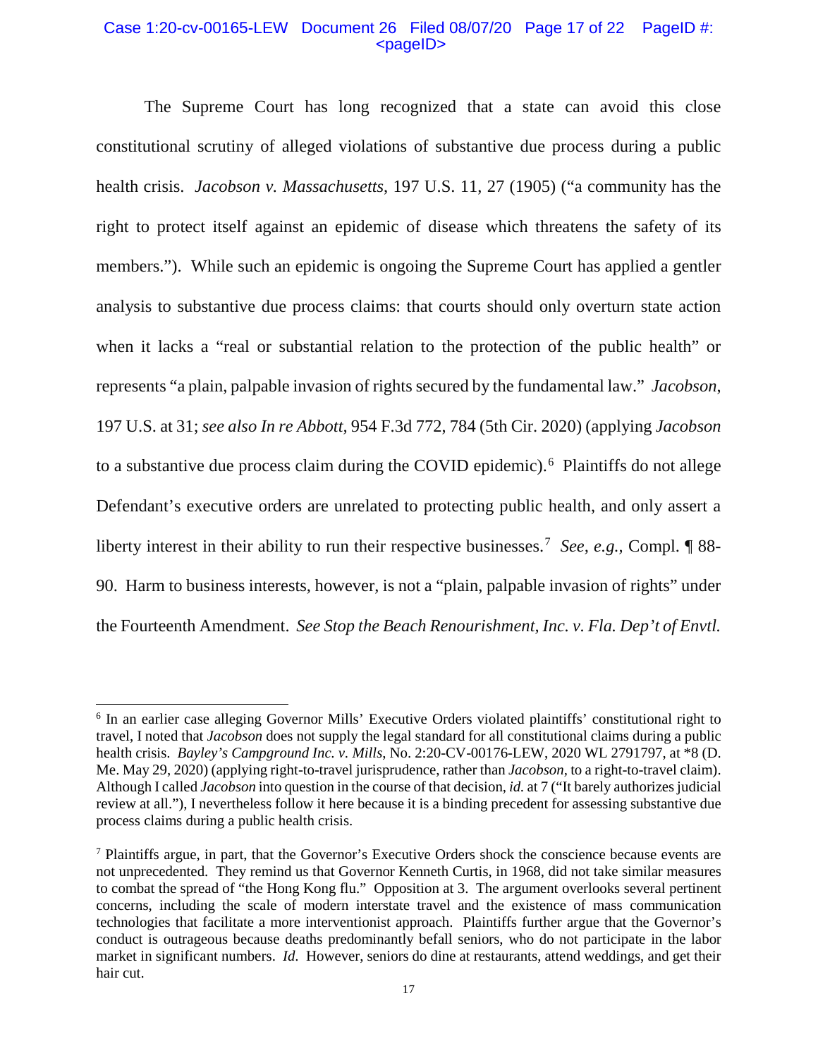The Supreme Court has long recognized that a state can avoid this close constitutional scrutiny of alleged violations of substantive due process during a public health crisis. *Jacobson v. Massachusetts*, 197 U.S. 11, 27 (1905) ("a community has the right to protect itself against an epidemic of disease which threatens the safety of its members."). While such an epidemic is ongoing the Supreme Court has applied a gentler analysis to substantive due process claims: that courts should only overturn state action when it lacks a "real or substantial relation to the protection of the public health" or represents "a plain, palpable invasion of rights secured by the fundamental law." *Jacobson*, 197 U.S. at 31; *see also In re Abbott*, 954 F.3d 772, 784 (5th Cir. 2020) (applying *Jacobson* to a substantive due process claim during the COVID epidemic).[6] Plaintiffs do not allege Defendant's executive orders are unrelated to protecting public health, and only assert a liberty interest in their ability to run their respective businesses.[7] *See, e.g.*, Compl. ¶ 88-90. Harm to business interests, however, is not a "plain, palpable invasion of rights" under the Fourteenth Amendment. *See Stop the Beach Renourishment, Inc. v. Fla. Dep't of Envtl.*

---

[6] In an earlier case alleging Governor Mills' Executive Orders violated plaintiffs' constitutional right to travel, I noted that *Jacobson* does not supply the legal standard for all constitutional claims during a public health crisis. *Bayley's Campground Inc. v. Mills*, No. 2:20-CV-00176-LEW, 2020 WL 2791797, at *8 (D. Me. May 29, 2020) (applying right-to-travel jurisprudence, rather than *Jacobson*, to a right-to-travel claim). Although I called *Jacobson* into question in the course of that decision, *id.* at 7 ("It barely authorizes judicial review at all."), I nevertheless follow it here because it is a binding precedent for assessing substantive due process claims during a public health crisis.

[7] Plaintiffs argue, in part, that the Governor's Executive Orders shock the conscience because events are not unprecedented. They remind us that Governor Kenneth Curtis, in 1968, did not take similar measures to combat the spread of "the Hong Kong flu." Opposition at 3. The argument overlooks several pertinent concerns, including the scale of modern interstate travel and the existence of mass communication technologies that facilitate a more interventionist approach. Plaintiffs further argue that the Governor's conduct is outrageous because deaths predominantly befall seniors, who do not participate in the labor market in significant numbers. *Id.* However, seniors do dine at restaurants, attend weddings, and get their hair cut.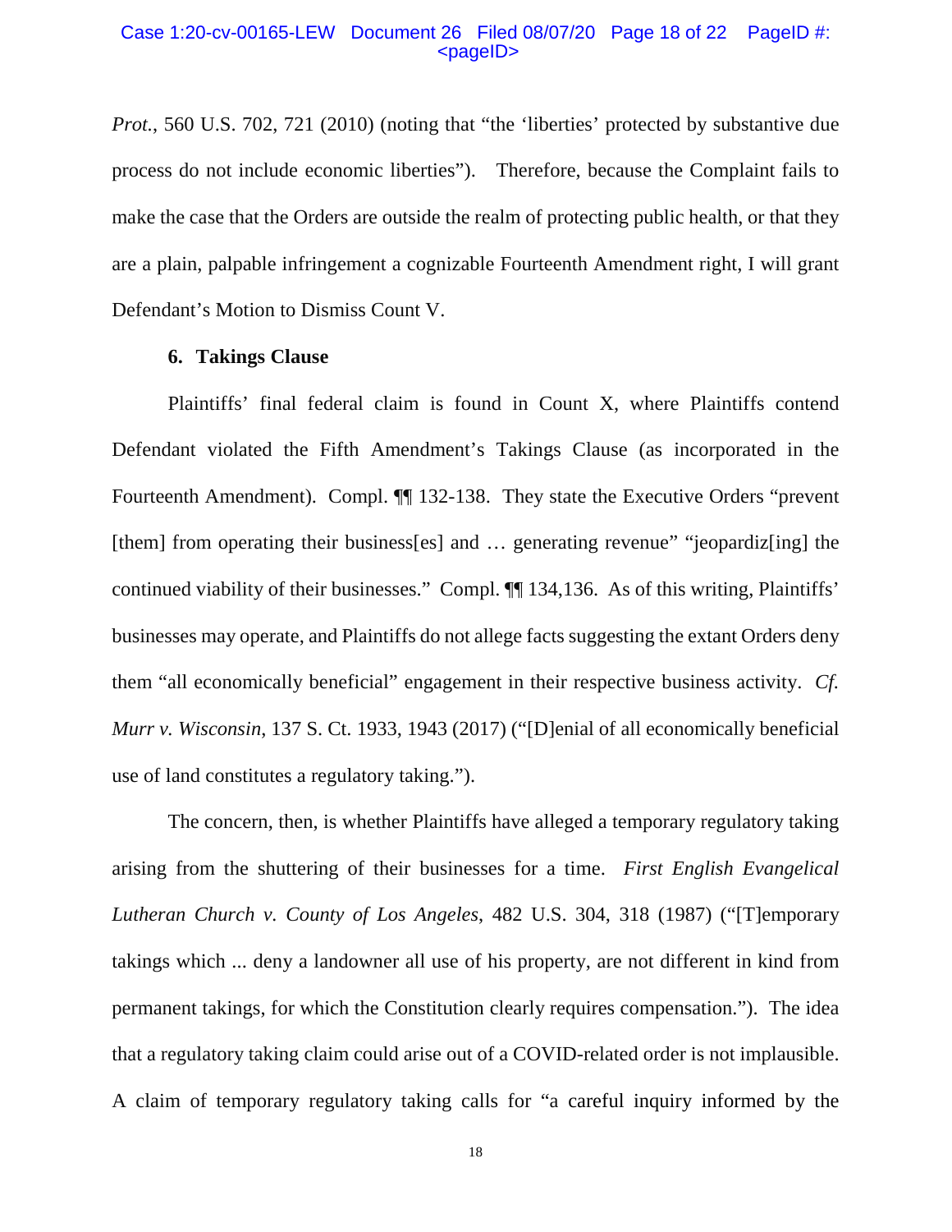*Prot.*, 560 U.S. 702, 721 (2010) (noting that "the 'liberties' protected by substantive due process do not include economic liberties"). Therefore, because the Complaint fails to make the case that the Orders are outside the realm of protecting public health, or that they are a plain, palpable infringement a cognizable Fourteenth Amendment right, I will grant Defendant's Motion to Dismiss Count V.

**6. Takings Clause**

Plaintiffs' final federal claim is found in Count X, where Plaintiffs contend Defendant violated the Fifth Amendment's Takings Clause (as incorporated in the Fourteenth Amendment). Compl. ¶¶ 132-138. They state the Executive Orders "prevent [them] from operating their business[es] and … generating revenue" "jeopardiz[ing] the continued viability of their businesses." Compl. ¶¶ 134,136. As of this writing, Plaintiffs' businesses may operate, and Plaintiffs do not allege facts suggesting the extant Orders deny them "all economically beneficial" engagement in their respective business activity. *Cf. Murr v. Wisconsin*, 137 S. Ct. 1933, 1943 (2017) ("[D]enial of all economically beneficial use of land constitutes a regulatory taking.").

The concern, then, is whether Plaintiffs have alleged a temporary regulatory taking arising from the shuttering of their businesses for a time. *First English Evangelical Lutheran Church v. County of Los Angeles*, 482 U.S. 304, 318 (1987) ("[T]emporary takings which ... deny a landowner all use of his property, are not different in kind from permanent takings, for which the Constitution clearly requires compensation."). The idea that a regulatory taking claim could arise out of a COVID-related order is not implausible. A claim of temporary regulatory taking calls for "a careful inquiry informed by the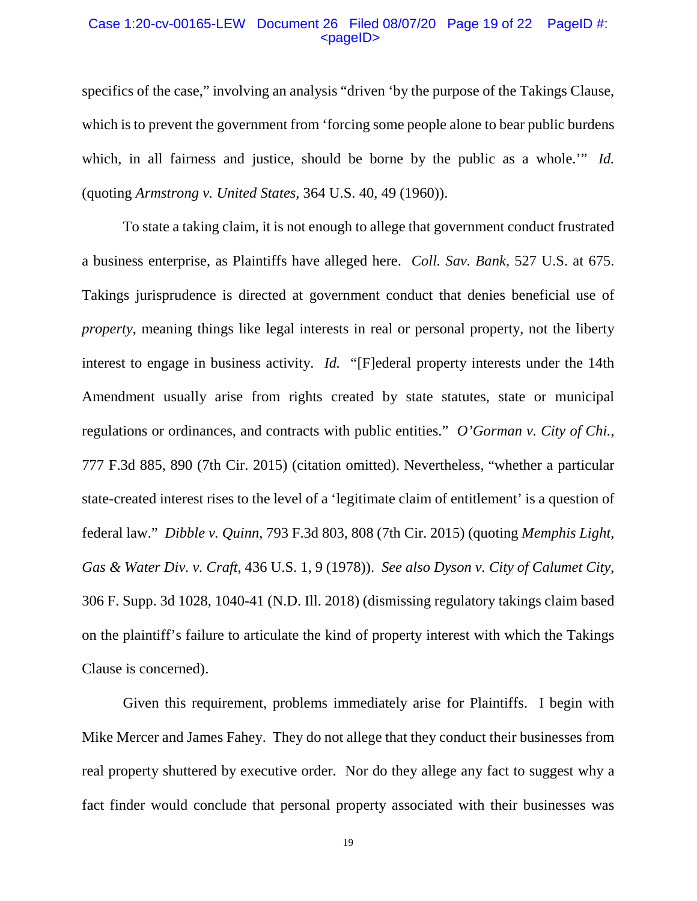specifics of the case," involving an analysis "driven 'by the purpose of the Takings Clause, which is to prevent the government from 'forcing some people alone to bear public burdens which, in all fairness and justice, should be borne by the public as a whole.'" *Id.* (quoting *Armstrong v. United States*, 364 U.S. 40, 49 (1960)).

To state a taking claim, it is not enough to allege that government conduct frustrated a business enterprise, as Plaintiffs have alleged here. *Coll. Sav. Bank*, 527 U.S. at 675. Takings jurisprudence is directed at government conduct that denies beneficial use of *property*, meaning things like legal interests in real or personal property, not the liberty interest to engage in business activity. *Id.* "[F]ederal property interests under the 14th Amendment usually arise from rights created by state statutes, state or municipal regulations or ordinances, and contracts with public entities." *O'Gorman v. City of Chi.*, 777 F.3d 885, 890 (7th Cir. 2015) (citation omitted). Nevertheless, "whether a particular state-created interest rises to the level of a 'legitimate claim of entitlement' is a question of federal law." *Dibble v. Quinn*, 793 F.3d 803, 808 (7th Cir. 2015) (quoting *Memphis Light, Gas & Water Div. v. Craft*, 436 U.S. 1, 9 (1978)). *See also Dyson v. City of Calumet City*, 306 F. Supp. 3d 1028, 1040-41 (N.D. Ill. 2018) (dismissing regulatory takings claim based on the plaintiff's failure to articulate the kind of property interest with which the Takings Clause is concerned).

Given this requirement, problems immediately arise for Plaintiffs. I begin with Mike Mercer and James Fahey. They do not allege that they conduct their businesses from real property shuttered by executive order. Nor do they allege any fact to suggest why a fact finder would conclude that personal property associated with their businesses was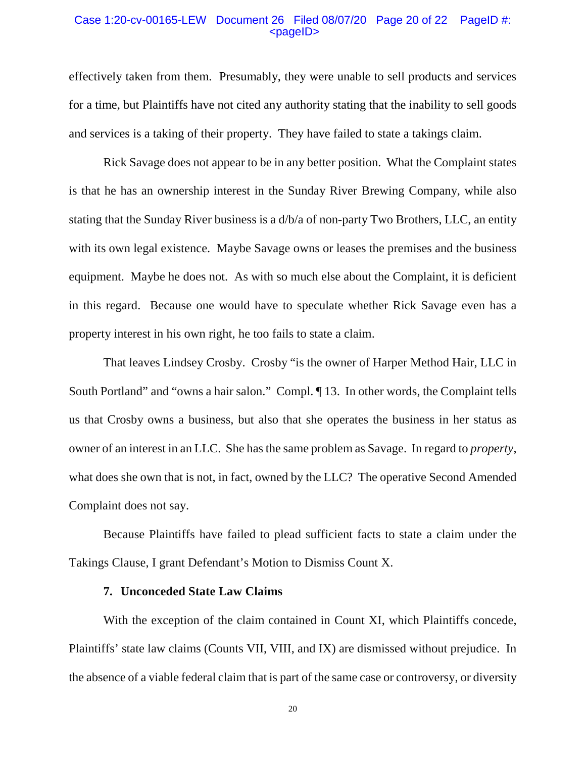effectively taken from them. Presumably, they were unable to sell products and services for a time, but Plaintiffs have not cited any authority stating that the inability to sell goods and services is a taking of their property. They have failed to state a takings claim.

Rick Savage does not appear to be in any better position. What the Complaint states is that he has an ownership interest in the Sunday River Brewing Company, while also stating that the Sunday River business is a d/b/a of non-party Two Brothers, LLC, an entity with its own legal existence. Maybe Savage owns or leases the premises and the business equipment. Maybe he does not. As with so much else about the Complaint, it is deficient in this regard. Because one would have to speculate whether Rick Savage even has a property interest in his own right, he too fails to state a claim.

That leaves Lindsey Crosby. Crosby "is the owner of Harper Method Hair, LLC in South Portland" and "owns a hair salon." Compl. ¶ 13. In other words, the Complaint tells us that Crosby owns a business, but also that she operates the business in her status as owner of an interest in an LLC. She has the same problem as Savage. In regard to *property*, what does she own that is not, in fact, owned by the LLC? The operative Second Amended Complaint does not say.

Because Plaintiffs have failed to plead sufficient facts to state a claim under the Takings Clause, I grant Defendant's Motion to Dismiss Count X.

**7. Unconceded State Law Claims**

With the exception of the claim contained in Count XI, which Plaintiffs concede, Plaintiffs' state law claims (Counts VII, VIII, and IX) are dismissed without prejudice. In the absence of a viable federal claim that is part of the same case or controversy, or diversity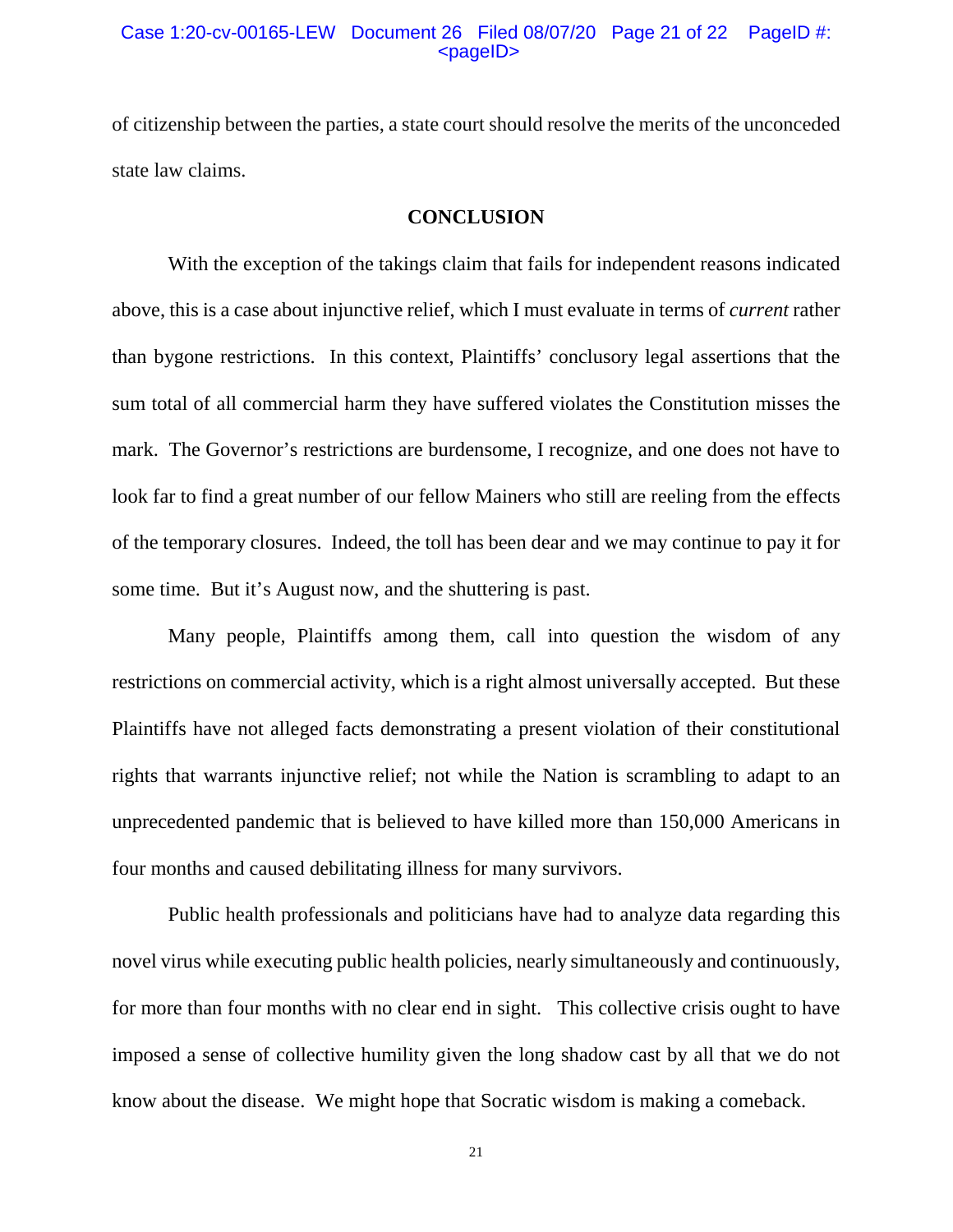of citizenship between the parties, a state court should resolve the merits of the unconceded state law claims.

## CONCLUSION

With the exception of the takings claim that fails for independent reasons indicated above, this is a case about injunctive relief, which I must evaluate in terms of *current* rather than bygone restrictions. In this context, Plaintiffs' conclusory legal assertions that the sum total of all commercial harm they have suffered violates the Constitution misses the mark. The Governor's restrictions are burdensome, I recognize, and one does not have to look far to find a great number of our fellow Mainers who still are reeling from the effects of the temporary closures. Indeed, the toll has been dear and we may continue to pay it for some time. But it's August now, and the shuttering is past.

Many people, Plaintiffs among them, call into question the wisdom of any restrictions on commercial activity, which is a right almost universally accepted. But these Plaintiffs have not alleged facts demonstrating a present violation of their constitutional rights that warrants injunctive relief; not while the Nation is scrambling to adapt to an unprecedented pandemic that is believed to have killed more than 150,000 Americans in four months and caused debilitating illness for many survivors.

Public health professionals and politicians have had to analyze data regarding this novel virus while executing public health policies, nearly simultaneously and continuously, for more than four months with no clear end in sight. This collective crisis ought to have imposed a sense of collective humility given the long shadow cast by all that we do not know about the disease. We might hope that Socratic wisdom is making a comeback.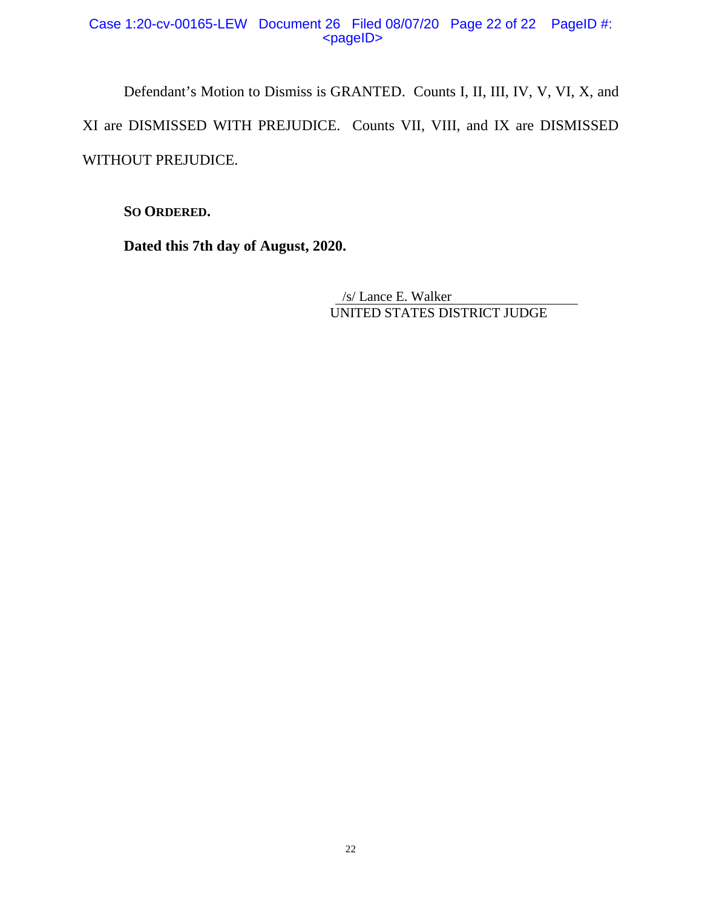Defendant's Motion to Dismiss is GRANTED. Counts I, II, III, IV, V, VI, X, and XI are DISMISSED WITH PREJUDICE. Counts VII, VIII, and IX are DISMISSED WITHOUT PREJUDICE.

**SO ORDERED.**

**Dated this 7th day of August, 2020.**

/s/ Lance E. Walker
UNITED STATES DISTRICT JUDGE